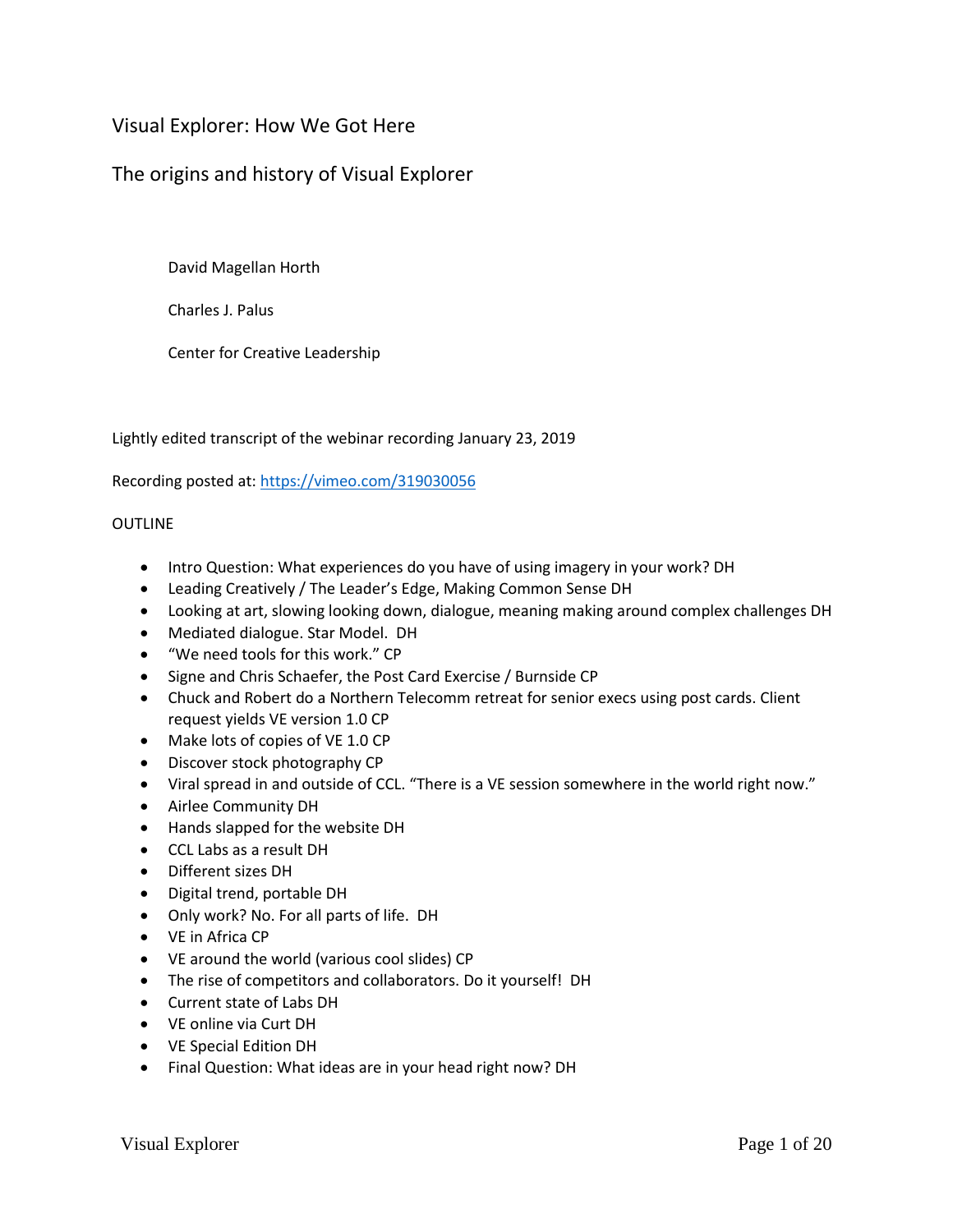# Visual Explorer: How We Got Here

## The origins and history of Visual Explorer

David Magellan Horth

Charles J. Palus

Center for Creative Leadership

Lightly edited transcript of the webinar recording January 23, 2019

Recording posted at: https://vimeo.com/319030056

OUTLINE

- Intro Question: What experiences do you have of using imagery in your work? DH
- Leading Creatively / The Leader's Edge, Making Common Sense DH
- Looking at art, slowing looking down, dialogue, meaning making around complex challenges DH
- Mediated dialogue. Star Model. DH
- "We need tools for this work." CP
- Signe and Chris Schaefer, the Post Card Exercise / Burnside CP
- Chuck and Robert do a Northern Telecomm retreat for senior execs using post cards. Client request yields VE version 1.0 CP
- Make lots of copies of VE 1.0 CP
- Discover stock photography CP
- Viral spread in and outside of CCL. "There is a VE session somewhere in the world right now."
- Airlee Community DH
- Hands slapped for the website DH
- CCL Labs as a result DH
- Different sizes DH
- Digital trend, portable DH
- Only work? No. For all parts of life. DH
- VE in Africa CP
- VE around the world (various cool slides) CP
- The rise of competitors and collaborators. Do it yourself! DH
- Current state of Labs DH
- VE online via Curt DH
- VE Special Edition DH
- Final Question: What ideas are in your head right now? DH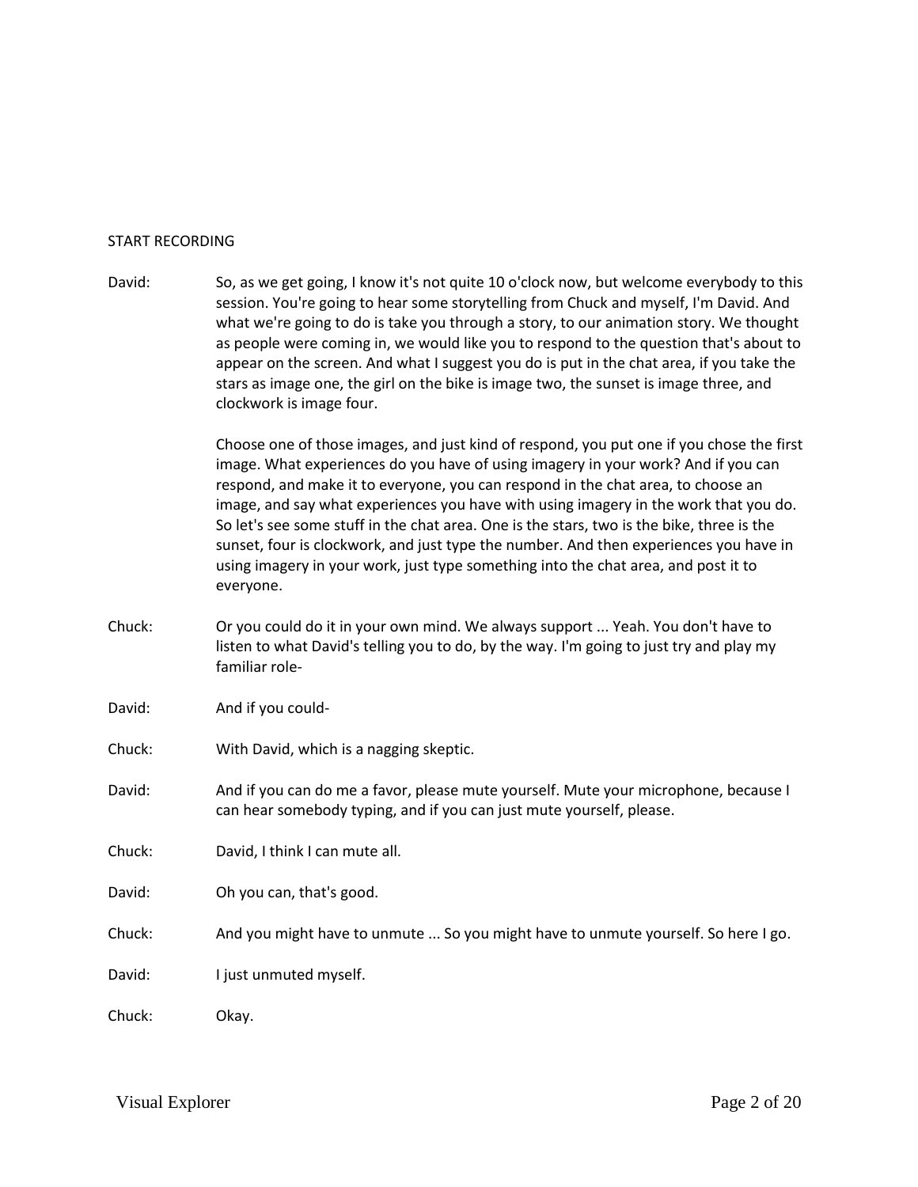START RECORDING

David: So, as we get going, I know it's not quite 10 o'clock now, but welcome everybody to this session. You're going to hear some storytelling from Chuck and myself, I'm David. And what we're going to do is take you through a story, to our animation story. We thought as people were coming in, we would like you to respond to the question that's about to appear on the screen. And what I suggest you do is put in the chat area, if you take the stars as image one, the girl on the bike is image two, the sunset is image three, and clockwork is image four.

Choose one of those images, and just kind of respond, you put one if you chose the first image. What experiences do you have of using imagery in your work? And if you can respond, and make it to everyone, you can respond in the chat area, to choose an image, and say what experiences you have with using imagery in the work that you do. So let's see some stuff in the chat area. One is the stars, two is the bike, three is the sunset, four is clockwork, and just type the number. And then experiences you have in using imagery in your work, just type something into the chat area, and post it to everyone.

Chuck: Or you could do it in your own mind. We always support ... Yeah. You don't have to listen to what David's telling you to do, by the way. I'm going to just try and play my familiar role-

David: And if you could-

Chuck: With David, which is a nagging skeptic.

David: And if you can do me a favor, please mute yourself. Mute your microphone, because I can hear somebody typing, and if you can just mute yourself, please.

Chuck: David, I think I can mute all.

David: Oh you can, that's good.

Chuck: And you might have to unmute ... So you might have to unmute yourself. So here I go.

David: I just unmuted myself.

Chuck: Okay.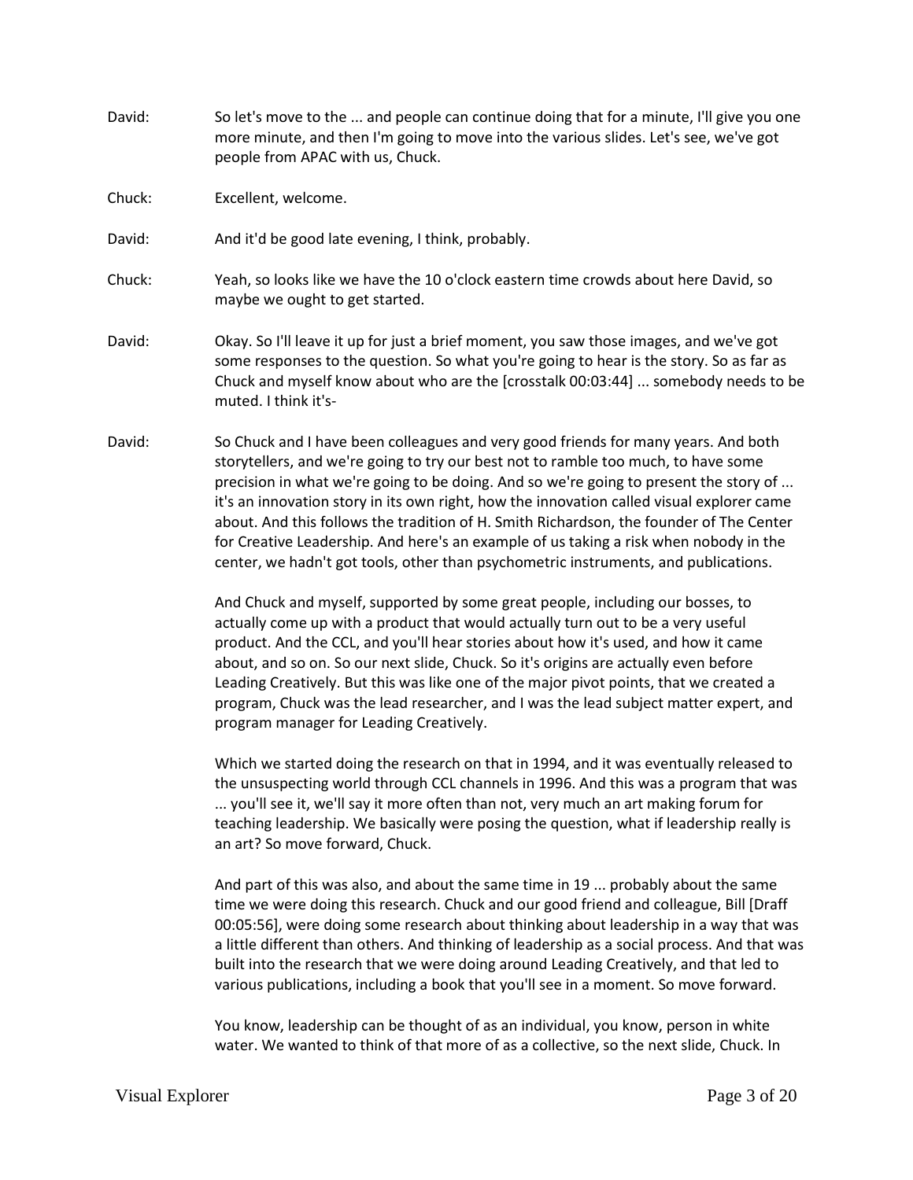David: So let's move to the ... and people can continue doing that for a minute, I'll give you one more minute, and then I'm going to move into the various slides. Let's see, we've got people from APAC with us, Chuck.

Chuck: Excellent, welcome.

David: And it'd be good late evening, I think, probably.

Chuck: Yeah, so looks like we have the 10 o'clock eastern time crowds about here David, so maybe we ought to get started.

David: Okay. So I'll leave it up for just a brief moment, you saw those images, and we've got some responses to the question. So what you're going to hear is the story. So as far as Chuck and myself know about who are the [crosstalk 00:03:44] ... somebody needs to be muted. I think it's-

David: So Chuck and I have been colleagues and very good friends for many years. And both storytellers, and we're going to try our best not to ramble too much, to have some precision in what we're going to be doing. And so we're going to present the story of ... it's an innovation story in its own right, how the innovation called visual explorer came about. And this follows the tradition of H. Smith Richardson, the founder of The Center for Creative Leadership. And here's an example of us taking a risk when nobody in the center, we hadn't got tools, other than psychometric instruments, and publications.

And Chuck and myself, supported by some great people, including our bosses, to actually come up with a product that would actually turn out to be a very useful product. And the CCL, and you'll hear stories about how it's used, and how it came about, and so on. So our next slide, Chuck. So it's origins are actually even before Leading Creatively. But this was like one of the major pivot points, that we created a program, Chuck was the lead researcher, and I was the lead subject matter expert, and program manager for Leading Creatively.

Which we started doing the research on that in 1994, and it was eventually released to the unsuspecting world through CCL channels in 1996. And this was a program that was ... you'll see it, we'll say it more often than not, very much an art making forum for teaching leadership. We basically were posing the question, what if leadership really is an art? So move forward, Chuck.

And part of this was also, and about the same time in 19 ... probably about the same time we were doing this research. Chuck and our good friend and colleague, Bill [Draff 00:05:56], were doing some research about thinking about leadership in a way that was a little different than others. And thinking of leadership as a social process. And that was built into the research that we were doing around Leading Creatively, and that led to various publications, including a book that you'll see in a moment. So move forward.

You know, leadership can be thought of as an individual, you know, person in white water. We wanted to think of that more of as a collective, so the next slide, Chuck. In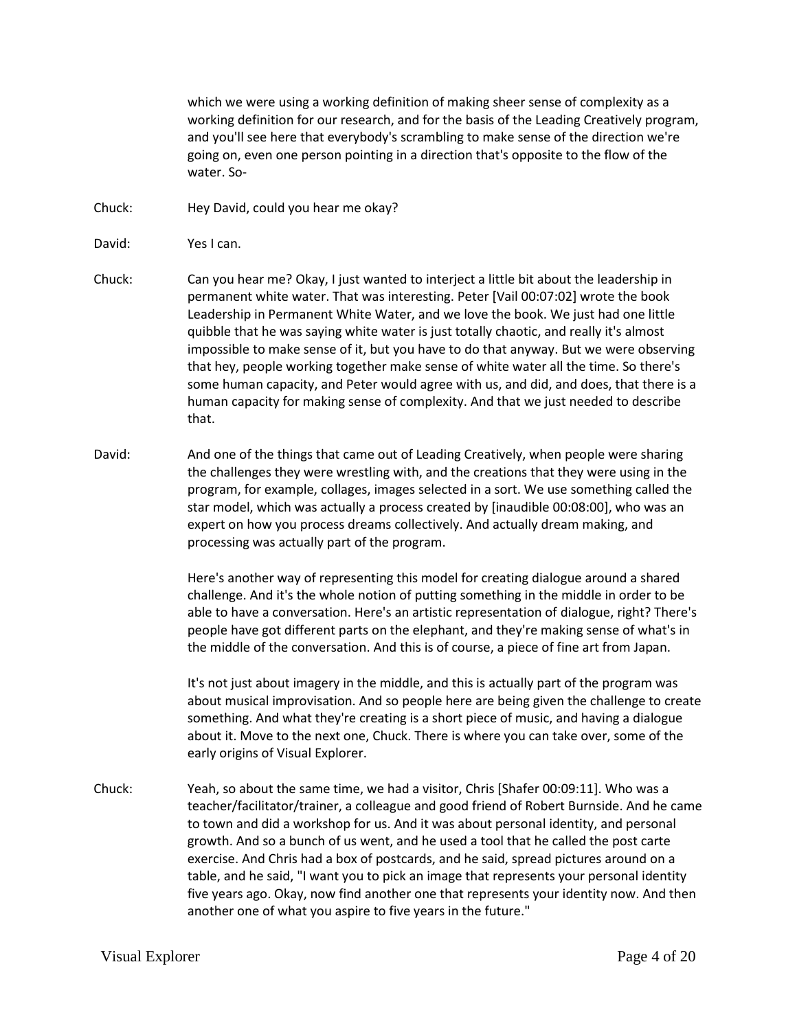which we were using a working definition of making sheer sense of complexity as a working definition for our research, and for the basis of the Leading Creatively program, and you'll see here that everybody's scrambling to make sense of the direction we're going on, even one person pointing in a direction that's opposite to the flow of the water. So-

Chuck: Hey David, could you hear me okay?

David: Yes I can.

Chuck: Can you hear me? Okay, I just wanted to interject a little bit about the leadership in permanent white water. That was interesting. Peter [Vail 00:07:02] wrote the book Leadership in Permanent White Water, and we love the book. We just had one little quibble that he was saying white water is just totally chaotic, and really it's almost impossible to make sense of it, but you have to do that anyway. But we were observing that hey, people working together make sense of white water all the time. So there's some human capacity, and Peter would agree with us, and did, and does, that there is a human capacity for making sense of complexity. And that we just needed to describe that.

David: And one of the things that came out of Leading Creatively, when people were sharing the challenges they were wrestling with, and the creations that they were using in the program, for example, collages, images selected in a sort. We use something called the star model, which was actually a process created by [inaudible 00:08:00], who was an expert on how you process dreams collectively. And actually dream making, and processing was actually part of the program.

Here's another way of representing this model for creating dialogue around a shared challenge. And it's the whole notion of putting something in the middle in order to be able to have a conversation. Here's an artistic representation of dialogue, right? There's people have got different parts on the elephant, and they're making sense of what's in the middle of the conversation. And this is of course, a piece of fine art from Japan.

It's not just about imagery in the middle, and this is actually part of the program was about musical improvisation. And so people here are being given the challenge to create something. And what they're creating is a short piece of music, and having a dialogue about it. Move to the next one, Chuck. There is where you can take over, some of the early origins of Visual Explorer.

Chuck: Yeah, so about the same time, we had a visitor, Chris [Shafer 00:09:11]. Who was a teacher/facilitator/trainer, a colleague and good friend of Robert Burnside. And he came to town and did a workshop for us. And it was about personal identity, and personal growth. And so a bunch of us went, and he used a tool that he called the post carte exercise. And Chris had a box of postcards, and he said, spread pictures around on a table, and he said, "I want you to pick an image that represents your personal identity five years ago. Okay, now find another one that represents your identity now. And then another one of what you aspire to five years in the future."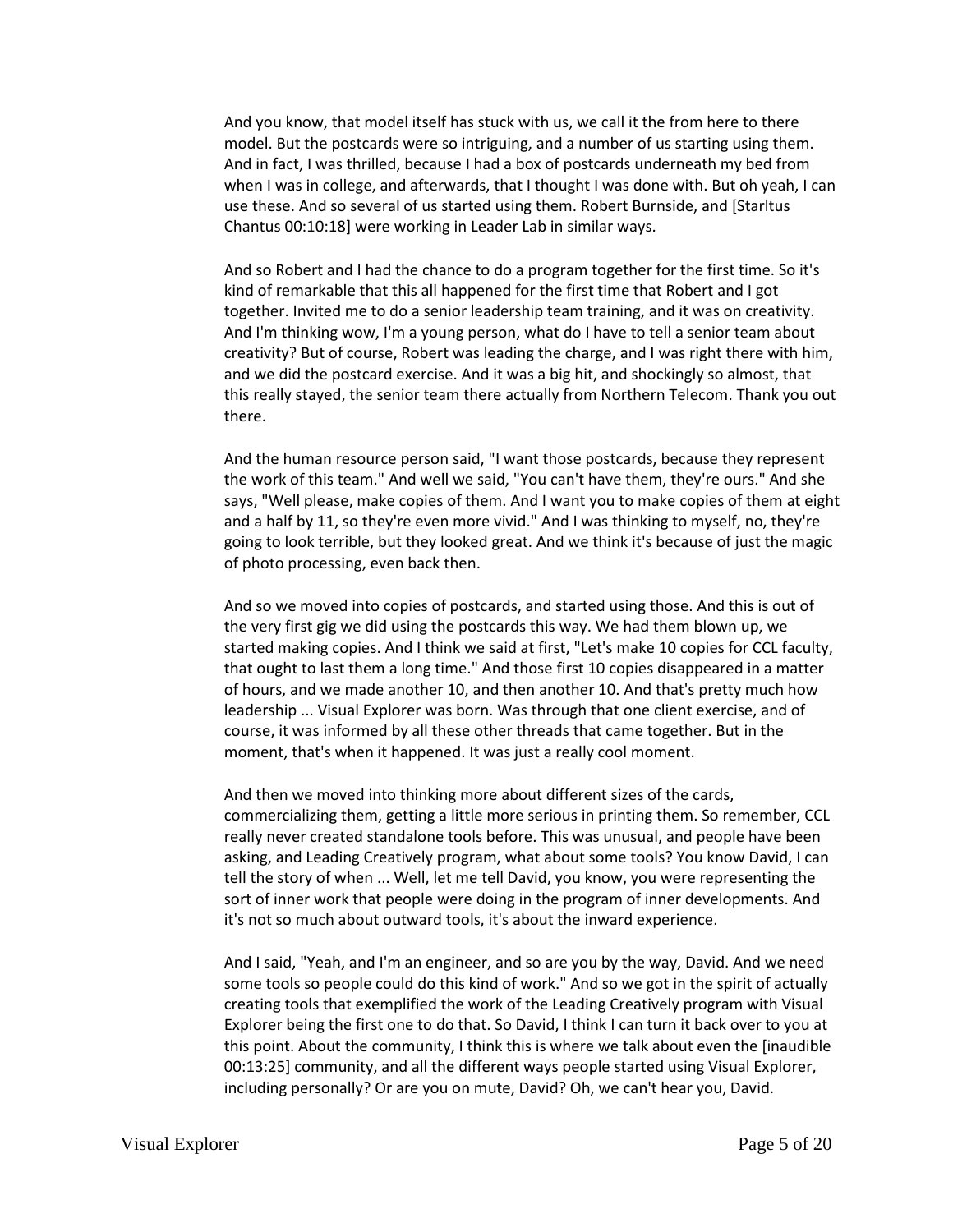And you know, that model itself has stuck with us, we call it the from here to there model. But the postcards were so intriguing, and a number of us starting using them. And in fact, I was thrilled, because I had a box of postcards underneath my bed from when I was in college, and afterwards, that I thought I was done with. But oh yeah, I can use these. And so several of us started using them. Robert Burnside, and [Starltus Chantus 00:10:18] were working in Leader Lab in similar ways.

And so Robert and I had the chance to do a program together for the first time. So it's kind of remarkable that this all happened for the first time that Robert and I got together. Invited me to do a senior leadership team training, and it was on creativity. And I'm thinking wow, I'm a young person, what do I have to tell a senior team about creativity? But of course, Robert was leading the charge, and I was right there with him, and we did the postcard exercise. And it was a big hit, and shockingly so almost, that this really stayed, the senior team there actually from Northern Telecom. Thank you out there.

And the human resource person said, "I want those postcards, because they represent the work of this team." And well we said, "You can't have them, they're ours." And she says, "Well please, make copies of them. And I want you to make copies of them at eight and a half by 11, so they're even more vivid." And I was thinking to myself, no, they're going to look terrible, but they looked great. And we think it's because of just the magic of photo processing, even back then.

And so we moved into copies of postcards, and started using those. And this is out of the very first gig we did using the postcards this way. We had them blown up, we started making copies. And I think we said at first, "Let's make 10 copies for CCL faculty, that ought to last them a long time." And those first 10 copies disappeared in a matter of hours, and we made another 10, and then another 10. And that's pretty much how leadership ... Visual Explorer was born. Was through that one client exercise, and of course, it was informed by all these other threads that came together. But in the moment, that's when it happened. It was just a really cool moment.

And then we moved into thinking more about different sizes of the cards, commercializing them, getting a little more serious in printing them. So remember, CCL really never created standalone tools before. This was unusual, and people have been asking, and Leading Creatively program, what about some tools? You know David, I can tell the story of when ... Well, let me tell David, you know, you were representing the sort of inner work that people were doing in the program of inner developments. And it's not so much about outward tools, it's about the inward experience.

And I said, "Yeah, and I'm an engineer, and so are you by the way, David. And we need some tools so people could do this kind of work." And so we got in the spirit of actually creating tools that exemplified the work of the Leading Creatively program with Visual Explorer being the first one to do that. So David, I think I can turn it back over to you at this point. About the community, I think this is where we talk about even the [inaudible 00:13:25] community, and all the different ways people started using Visual Explorer, including personally? Or are you on mute, David? Oh, we can't hear you, David.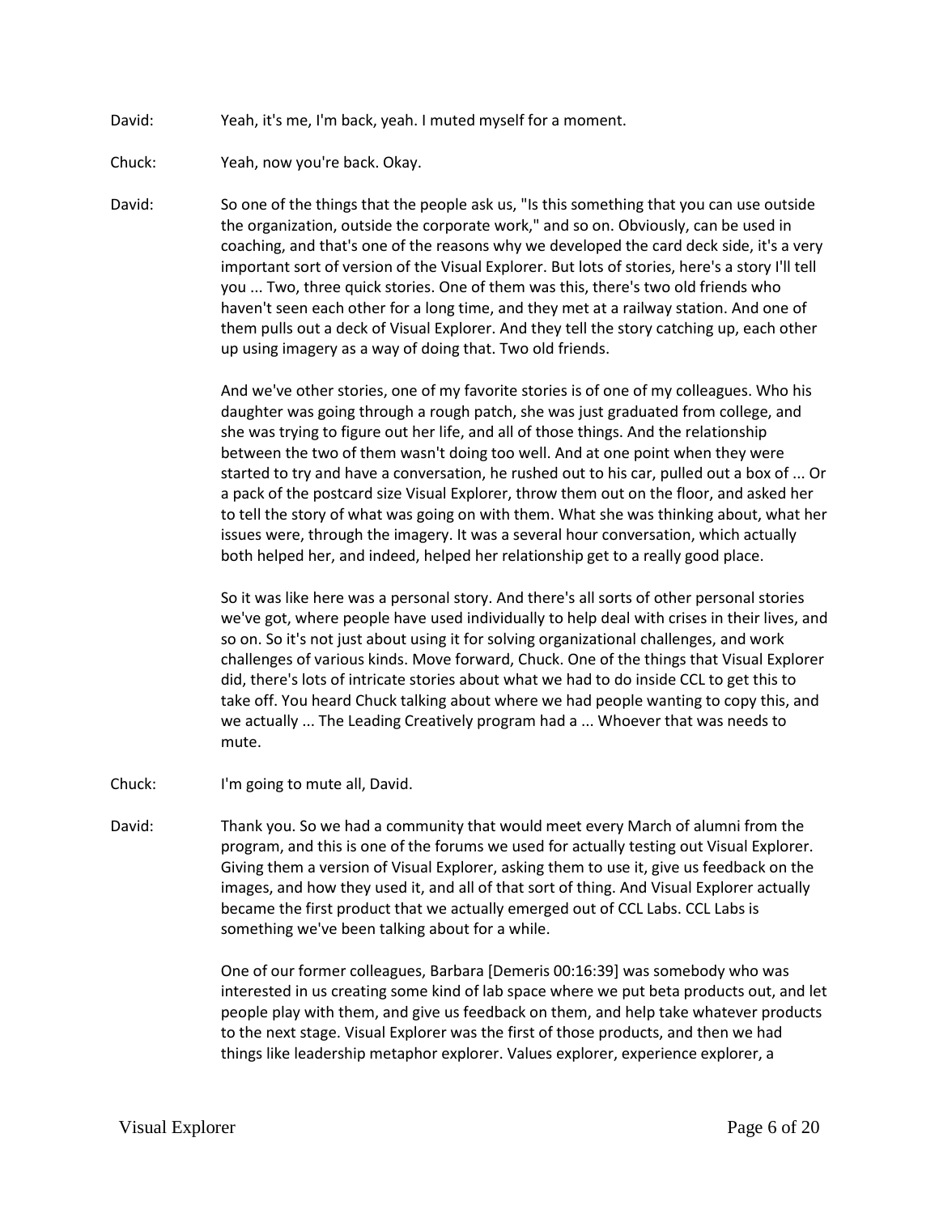David: Yeah, it's me, I'm back, yeah. I muted myself for a moment.

Chuck: Yeah, now you're back. Okay.

David: So one of the things that the people ask us, "Is this something that you can use outside the organization, outside the corporate work," and so on. Obviously, can be used in coaching, and that's one of the reasons why we developed the card deck side, it's a very important sort of version of the Visual Explorer. But lots of stories, here's a story I'll tell you ... Two, three quick stories. One of them was this, there's two old friends who haven't seen each other for a long time, and they met at a railway station. And one of them pulls out a deck of Visual Explorer. And they tell the story catching up, each other up using imagery as a way of doing that. Two old friends.

And we've other stories, one of my favorite stories is of one of my colleagues. Who his daughter was going through a rough patch, she was just graduated from college, and she was trying to figure out her life, and all of those things. And the relationship between the two of them wasn't doing too well. And at one point when they were started to try and have a conversation, he rushed out to his car, pulled out a box of ... Or a pack of the postcard size Visual Explorer, throw them out on the floor, and asked her to tell the story of what was going on with them. What she was thinking about, what her issues were, through the imagery. It was a several hour conversation, which actually both helped her, and indeed, helped her relationship get to a really good place.

So it was like here was a personal story. And there's all sorts of other personal stories we've got, where people have used individually to help deal with crises in their lives, and so on. So it's not just about using it for solving organizational challenges, and work challenges of various kinds. Move forward, Chuck. One of the things that Visual Explorer did, there's lots of intricate stories about what we had to do inside CCL to get this to take off. You heard Chuck talking about where we had people wanting to copy this, and we actually ... The Leading Creatively program had a ... Whoever that was needs to mute.

Chuck: I'm going to mute all, David.

David: Thank you. So we had a community that would meet every March of alumni from the program, and this is one of the forums we used for actually testing out Visual Explorer. Giving them a version of Visual Explorer, asking them to use it, give us feedback on the images, and how they used it, and all of that sort of thing. And Visual Explorer actually became the first product that we actually emerged out of CCL Labs. CCL Labs is something we've been talking about for a while.

One of our former colleagues, Barbara [Demeris 00:16:39] was somebody who was interested in us creating some kind of lab space where we put beta products out, and let people play with them, and give us feedback on them, and help take whatever products to the next stage. Visual Explorer was the first of those products, and then we had things like leadership metaphor explorer. Values explorer, experience explorer, a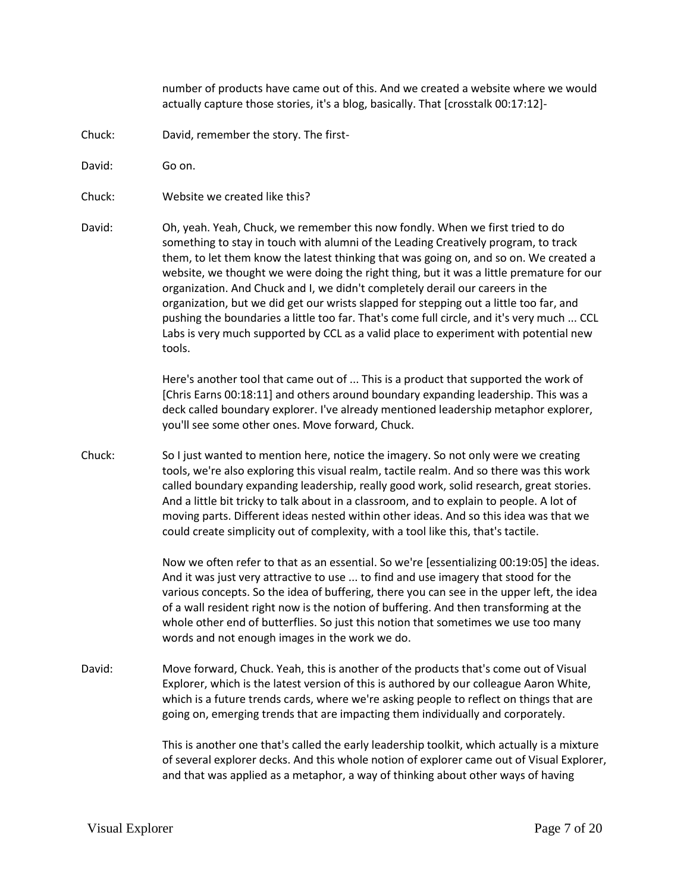number of products have came out of this. And we created a website where we would actually capture those stories, it's a blog, basically. That [crosstalk 00:17:12]-

Chuck: David, remember the story. The first-

David: Go on.

Chuck: Website we created like this?

David: Oh, yeah. Yeah, Chuck, we remember this now fondly. When we first tried to do something to stay in touch with alumni of the Leading Creatively program, to track them, to let them know the latest thinking that was going on, and so on. We created a website, we thought we were doing the right thing, but it was a little premature for our organization. And Chuck and I, we didn't completely derail our careers in the organization, but we did get our wrists slapped for stepping out a little too far, and pushing the boundaries a little too far. That's come full circle, and it's very much ... CCL Labs is very much supported by CCL as a valid place to experiment with potential new tools.

Here's another tool that came out of ... This is a product that supported the work of [Chris Earns 00:18:11] and others around boundary expanding leadership. This was a deck called boundary explorer. I've already mentioned leadership metaphor explorer, you'll see some other ones. Move forward, Chuck.

Chuck: So I just wanted to mention here, notice the imagery. So not only were we creating tools, we're also exploring this visual realm, tactile realm. And so there was this work called boundary expanding leadership, really good work, solid research, great stories. And a little bit tricky to talk about in a classroom, and to explain to people. A lot of moving parts. Different ideas nested within other ideas. And so this idea was that we could create simplicity out of complexity, with a tool like this, that's tactile.

Now we often refer to that as an essential. So we're [essentializing 00:19:05] the ideas. And it was just very attractive to use ... to find and use imagery that stood for the various concepts. So the idea of buffering, there you can see in the upper left, the idea of a wall resident right now is the notion of buffering. And then transforming at the whole other end of butterflies. So just this notion that sometimes we use too many words and not enough images in the work we do.

David: Move forward, Chuck. Yeah, this is another of the products that's come out of Visual Explorer, which is the latest version of this is authored by our colleague Aaron White, which is a future trends cards, where we're asking people to reflect on things that are going on, emerging trends that are impacting them individually and corporately.

This is another one that's called the early leadership toolkit, which actually is a mixture of several explorer decks. And this whole notion of explorer came out of Visual Explorer, and that was applied as a metaphor, a way of thinking about other ways of having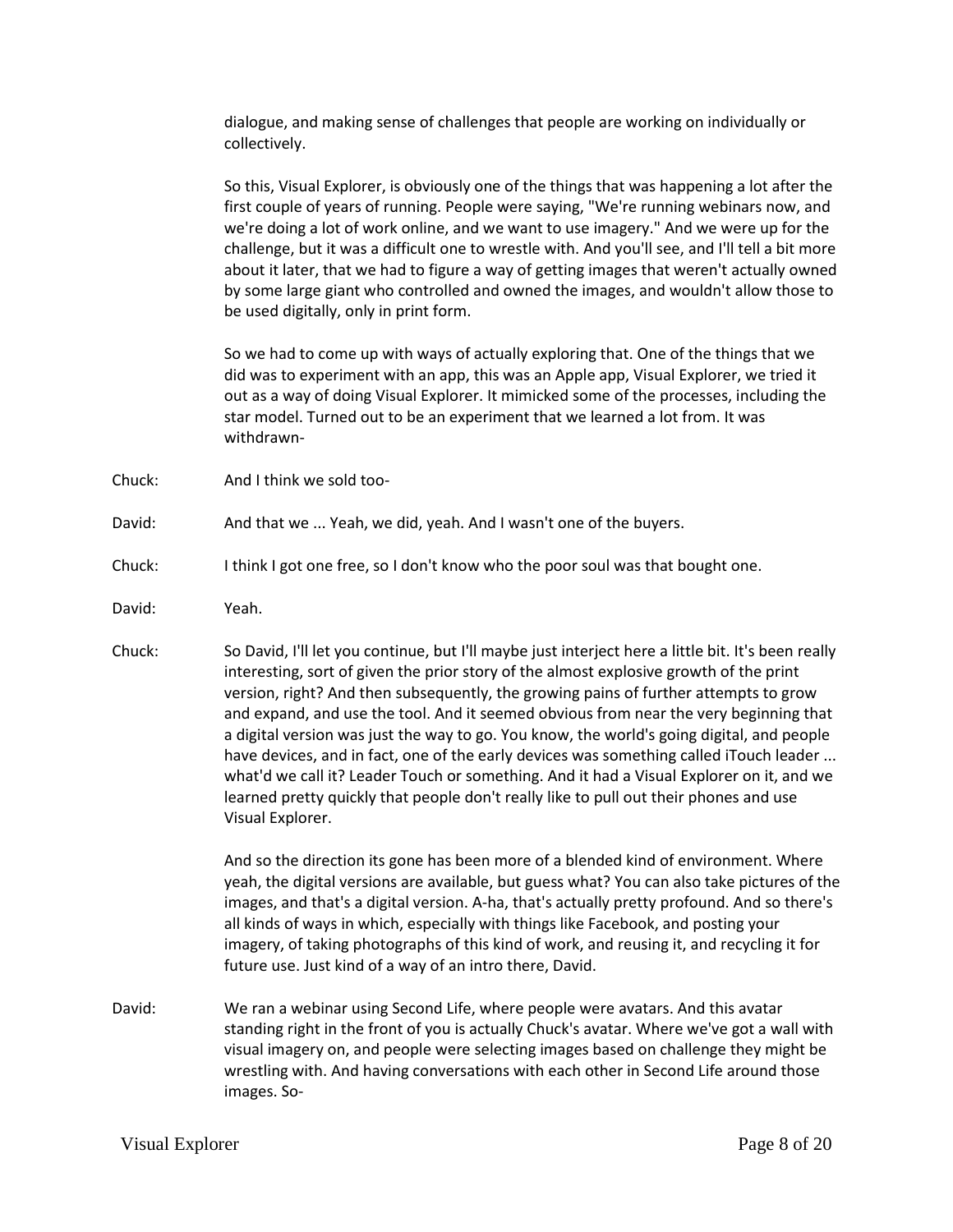dialogue, and making sense of challenges that people are working on individually or collectively.

So this, Visual Explorer, is obviously one of the things that was happening a lot after the first couple of years of running. People were saying, "We're running webinars now, and we're doing a lot of work online, and we want to use imagery." And we were up for the challenge, but it was a difficult one to wrestle with. And you'll see, and I'll tell a bit more about it later, that we had to figure a way of getting images that weren't actually owned by some large giant who controlled and owned the images, and wouldn't allow those to be used digitally, only in print form.

So we had to come up with ways of actually exploring that. One of the things that we did was to experiment with an app, this was an Apple app, Visual Explorer, we tried it out as a way of doing Visual Explorer. It mimicked some of the processes, including the star model. Turned out to be an experiment that we learned a lot from. It was withdrawn-

Chuck: And I think we sold too-

David: And that we ... Yeah, we did, yeah. And I wasn't one of the buyers.

Chuck: I think I got one free, so I don't know who the poor soul was that bought one.

David: Yeah.

Chuck: So David, I'll let you continue, but I'll maybe just interject here a little bit. It's been really interesting, sort of given the prior story of the almost explosive growth of the print version, right? And then subsequently, the growing pains of further attempts to grow and expand, and use the tool. And it seemed obvious from near the very beginning that a digital version was just the way to go. You know, the world's going digital, and people have devices, and in fact, one of the early devices was something called iTouch leader ... what'd we call it? Leader Touch or something. And it had a Visual Explorer on it, and we learned pretty quickly that people don't really like to pull out their phones and use Visual Explorer.

And so the direction its gone has been more of a blended kind of environment. Where yeah, the digital versions are available, but guess what? You can also take pictures of the images, and that's a digital version. A-ha, that's actually pretty profound. And so there's all kinds of ways in which, especially with things like Facebook, and posting your imagery, of taking photographs of this kind of work, and reusing it, and recycling it for future use. Just kind of a way of an intro there, David.

David: We ran a webinar using Second Life, where people were avatars. And this avatar standing right in the front of you is actually Chuck's avatar. Where we've got a wall with visual imagery on, and people were selecting images based on challenge they might be wrestling with. And having conversations with each other in Second Life around those images. So-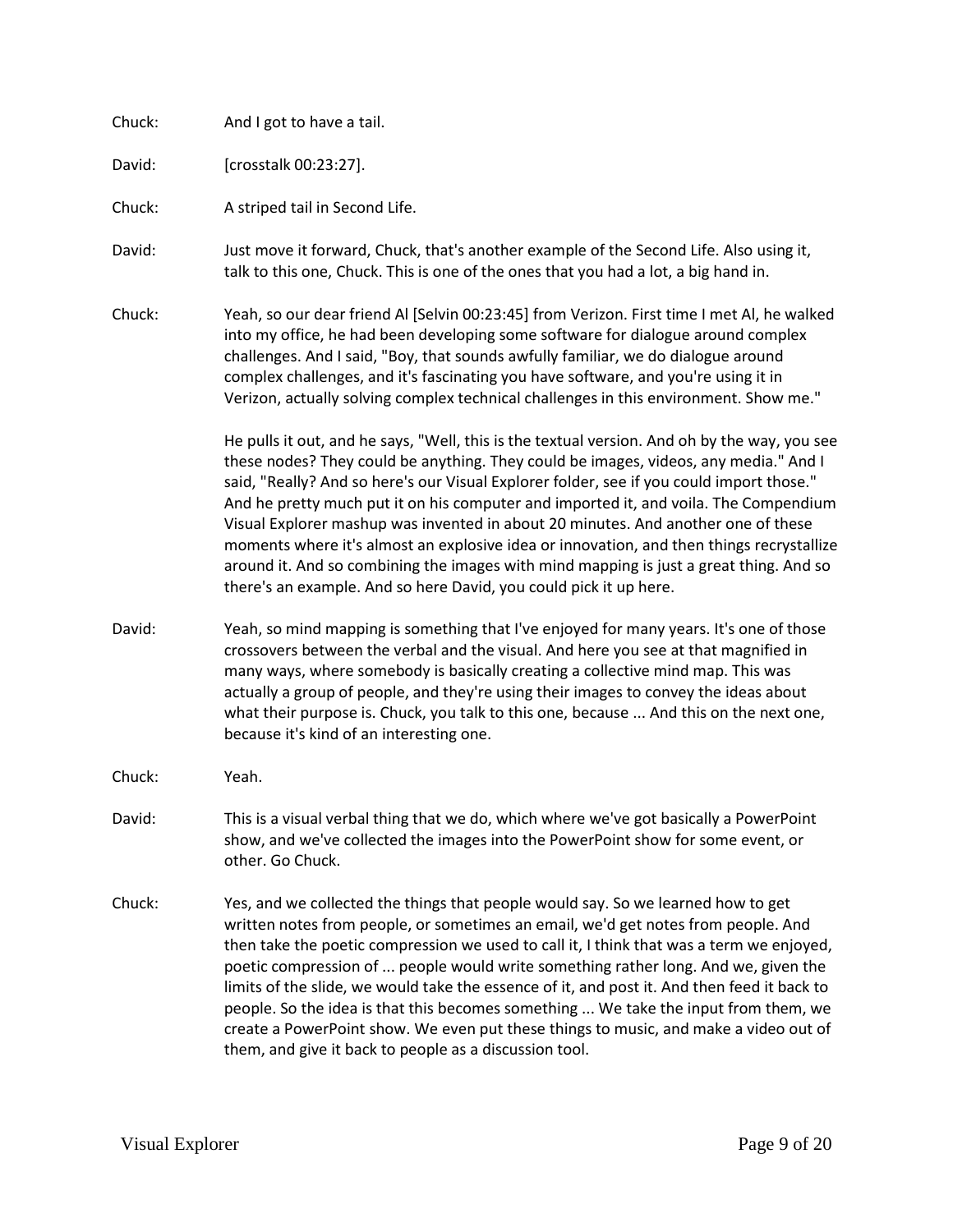Chuck: And I got to have a tail.

David: [crosstalk 00:23:27].

Chuck: A striped tail in Second Life.

David: Just move it forward, Chuck, that's another example of the Second Life. Also using it, talk to this one, Chuck. This is one of the ones that you had a lot, a big hand in.

Chuck: Yeah, so our dear friend Al [Selvin 00:23:45] from Verizon. First time I met Al, he walked into my office, he had been developing some software for dialogue around complex challenges. And I said, "Boy, that sounds awfully familiar, we do dialogue around complex challenges, and it's fascinating you have software, and you're using it in Verizon, actually solving complex technical challenges in this environment. Show me."

He pulls it out, and he says, "Well, this is the textual version. And oh by the way, you see these nodes? They could be anything. They could be images, videos, any media." And I said, "Really? And so here's our Visual Explorer folder, see if you could import those." And he pretty much put it on his computer and imported it, and voila. The Compendium Visual Explorer mashup was invented in about 20 minutes. And another one of these moments where it's almost an explosive idea or innovation, and then things recrystallize around it. And so combining the images with mind mapping is just a great thing. And so there's an example. And so here David, you could pick it up here.

David: Yeah, so mind mapping is something that I've enjoyed for many years. It's one of those crossovers between the verbal and the visual. And here you see at that magnified in many ways, where somebody is basically creating a collective mind map. This was actually a group of people, and they're using their images to convey the ideas about what their purpose is. Chuck, you talk to this one, because ... And this on the next one, because it's kind of an interesting one.

Chuck: Yeah.

David: This is a visual verbal thing that we do, which where we've got basically a PowerPoint show, and we've collected the images into the PowerPoint show for some event, or other. Go Chuck.

Chuck: Yes, and we collected the things that people would say. So we learned how to get written notes from people, or sometimes an email, we'd get notes from people. And then take the poetic compression we used to call it, I think that was a term we enjoyed, poetic compression of ... people would write something rather long. And we, given the limits of the slide, we would take the essence of it, and post it. And then feed it back to people. So the idea is that this becomes something ... We take the input from them, we create a PowerPoint show. We even put these things to music, and make a video out of them, and give it back to people as a discussion tool.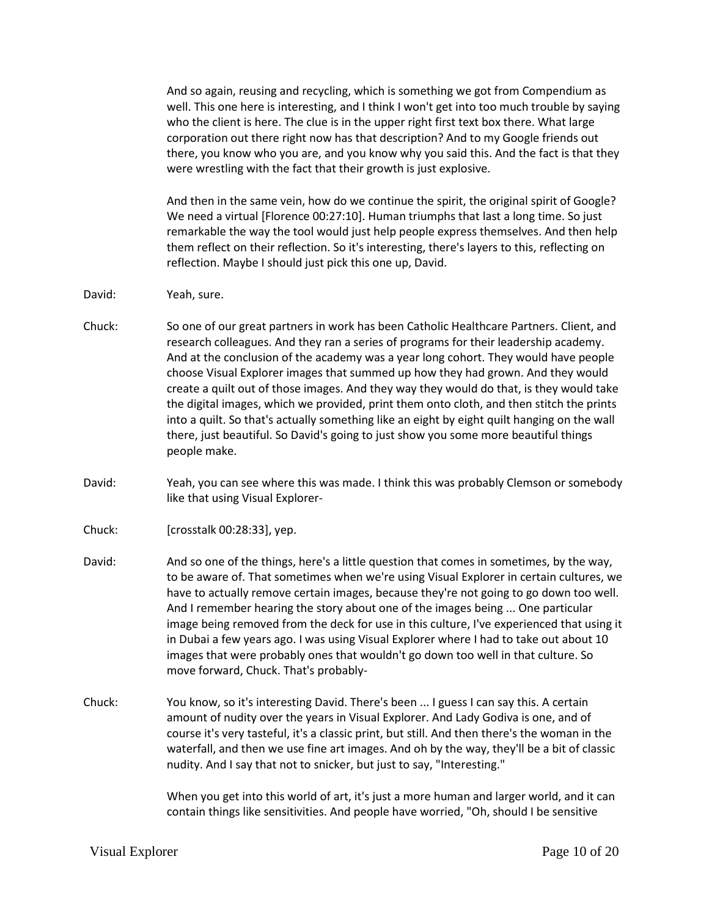And so again, reusing and recycling, which is something we got from Compendium as well. This one here is interesting, and I think I won't get into too much trouble by saying who the client is here. The clue is in the upper right first text box there. What large corporation out there right now has that description? And to my Google friends out there, you know who you are, and you know why you said this. And the fact is that they were wrestling with the fact that their growth is just explosive.

And then in the same vein, how do we continue the spirit, the original spirit of Google? We need a virtual [Florence 00:27:10]. Human triumphs that last a long time. So just remarkable the way the tool would just help people express themselves. And then help them reflect on their reflection. So it's interesting, there's layers to this, reflecting on reflection. Maybe I should just pick this one up, David.

David: Yeah, sure.

Chuck: So one of our great partners in work has been Catholic Healthcare Partners. Client, and research colleagues. And they ran a series of programs for their leadership academy. And at the conclusion of the academy was a year long cohort. They would have people choose Visual Explorer images that summed up how they had grown. And they would create a quilt out of those images. And they way they would do that, is they would take the digital images, which we provided, print them onto cloth, and then stitch the prints into a quilt. So that's actually something like an eight by eight quilt hanging on the wall there, just beautiful. So David's going to just show you some more beautiful things people make.

David: Yeah, you can see where this was made. I think this was probably Clemson or somebody like that using Visual Explorer-

Chuck: [crosstalk 00:28:33], yep.

David: And so one of the things, here's a little question that comes in sometimes, by the way, to be aware of. That sometimes when we're using Visual Explorer in certain cultures, we have to actually remove certain images, because they're not going to go down too well. And I remember hearing the story about one of the images being ... One particular image being removed from the deck for use in this culture, I've experienced that using it in Dubai a few years ago. I was using Visual Explorer where I had to take out about 10 images that were probably ones that wouldn't go down too well in that culture. So move forward, Chuck. That's probably-

Chuck: You know, so it's interesting David. There's been ... I guess I can say this. A certain amount of nudity over the years in Visual Explorer. And Lady Godiva is one, and of course it's very tasteful, it's a classic print, but still. And then there's the woman in the waterfall, and then we use fine art images. And oh by the way, they'll be a bit of classic nudity. And I say that not to snicker, but just to say, "Interesting."

When you get into this world of art, it's just a more human and larger world, and it can contain things like sensitivities. And people have worried, "Oh, should I be sensitive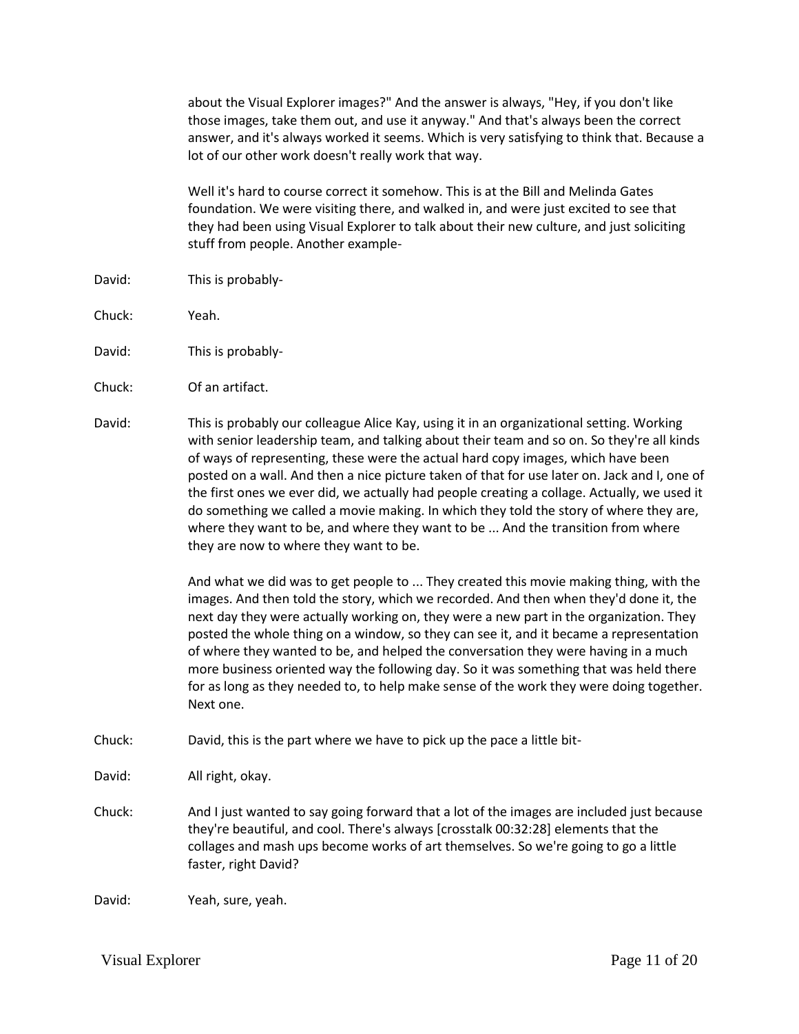about the Visual Explorer images?" And the answer is always, "Hey, if you don't like those images, take them out, and use it anyway." And that's always been the correct answer, and it's always worked it seems. Which is very satisfying to think that. Because a lot of our other work doesn't really work that way.

Well it's hard to course correct it somehow. This is at the Bill and Melinda Gates foundation. We were visiting there, and walked in, and were just excited to see that they had been using Visual Explorer to talk about their new culture, and just soliciting stuff from people. Another example-

David: This is probably-

Chuck: Yeah.

David: This is probably-

Chuck: Of an artifact.

David: This is probably our colleague Alice Kay, using it in an organizational setting. Working with senior leadership team, and talking about their team and so on. So they're all kinds of ways of representing, these were the actual hard copy images, which have been posted on a wall. And then a nice picture taken of that for use later on. Jack and I, one of the first ones we ever did, we actually had people creating a collage. Actually, we used it do something we called a movie making. In which they told the story of where they are, where they want to be, and where they want to be ... And the transition from where they are now to where they want to be.

And what we did was to get people to ... They created this movie making thing, with the images. And then told the story, which we recorded. And then when they'd done it, the next day they were actually working on, they were a new part in the organization. They posted the whole thing on a window, so they can see it, and it became a representation of where they wanted to be, and helped the conversation they were having in a much more business oriented way the following day. So it was something that was held there for as long as they needed to, to help make sense of the work they were doing together. Next one.

Chuck: David, this is the part where we have to pick up the pace a little bit-

David: All right, okay.

Chuck: And I just wanted to say going forward that a lot of the images are included just because they're beautiful, and cool. There's always [crosstalk 00:32:28] elements that the collages and mash ups become works of art themselves. So we're going to go a little faster, right David?

David: Yeah, sure, yeah.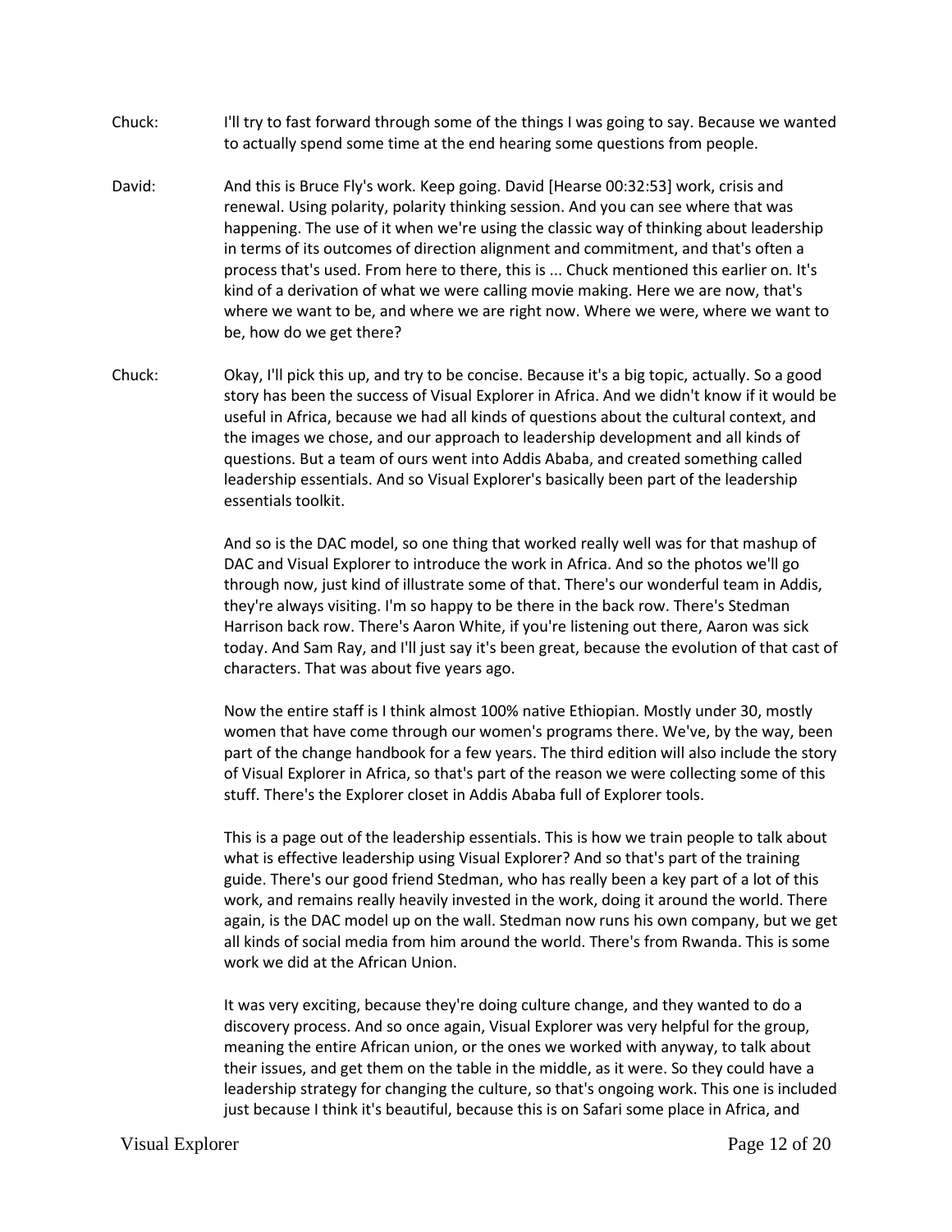Chuck: I'll try to fast forward through some of the things I was going to say. Because we wanted to actually spend some time at the end hearing some questions from people.

David: And this is Bruce Fly's work. Keep going. David [Hearse 00:32:53] work, crisis and renewal. Using polarity, polarity thinking session. And you can see where that was happening. The use of it when we're using the classic way of thinking about leadership in terms of its outcomes of direction alignment and commitment, and that's often a process that's used. From here to there, this is ... Chuck mentioned this earlier on. It's kind of a derivation of what we were calling movie making. Here we are now, that's where we want to be, and where we are right now. Where we were, where we want to be, how do we get there?

Chuck: Okay, I'll pick this up, and try to be concise. Because it's a big topic, actually. So a good story has been the success of Visual Explorer in Africa. And we didn't know if it would be useful in Africa, because we had all kinds of questions about the cultural context, and the images we chose, and our approach to leadership development and all kinds of questions. But a team of ours went into Addis Ababa, and created something called leadership essentials. And so Visual Explorer's basically been part of the leadership essentials toolkit.

And so is the DAC model, so one thing that worked really well was for that mashup of DAC and Visual Explorer to introduce the work in Africa. And so the photos we'll go through now, just kind of illustrate some of that. There's our wonderful team in Addis, they're always visiting. I'm so happy to be there in the back row. There's Stedman Harrison back row. There's Aaron White, if you're listening out there, Aaron was sick today. And Sam Ray, and I'll just say it's been great, because the evolution of that cast of characters. That was about five years ago.

Now the entire staff is I think almost 100% native Ethiopian. Mostly under 30, mostly women that have come through our women's programs there. We've, by the way, been part of the change handbook for a few years. The third edition will also include the story of Visual Explorer in Africa, so that's part of the reason we were collecting some of this stuff. There's the Explorer closet in Addis Ababa full of Explorer tools.

This is a page out of the leadership essentials. This is how we train people to talk about what is effective leadership using Visual Explorer? And so that's part of the training guide. There's our good friend Stedman, who has really been a key part of a lot of this work, and remains really heavily invested in the work, doing it around the world. There again, is the DAC model up on the wall. Stedman now runs his own company, but we get all kinds of social media from him around the world. There's from Rwanda. This is some work we did at the African Union.

It was very exciting, because they're doing culture change, and they wanted to do a discovery process. And so once again, Visual Explorer was very helpful for the group, meaning the entire African union, or the ones we worked with anyway, to talk about their issues, and get them on the table in the middle, as it were. So they could have a leadership strategy for changing the culture, so that's ongoing work. This one is included just because I think it's beautiful, because this is on Safari some place in Africa, and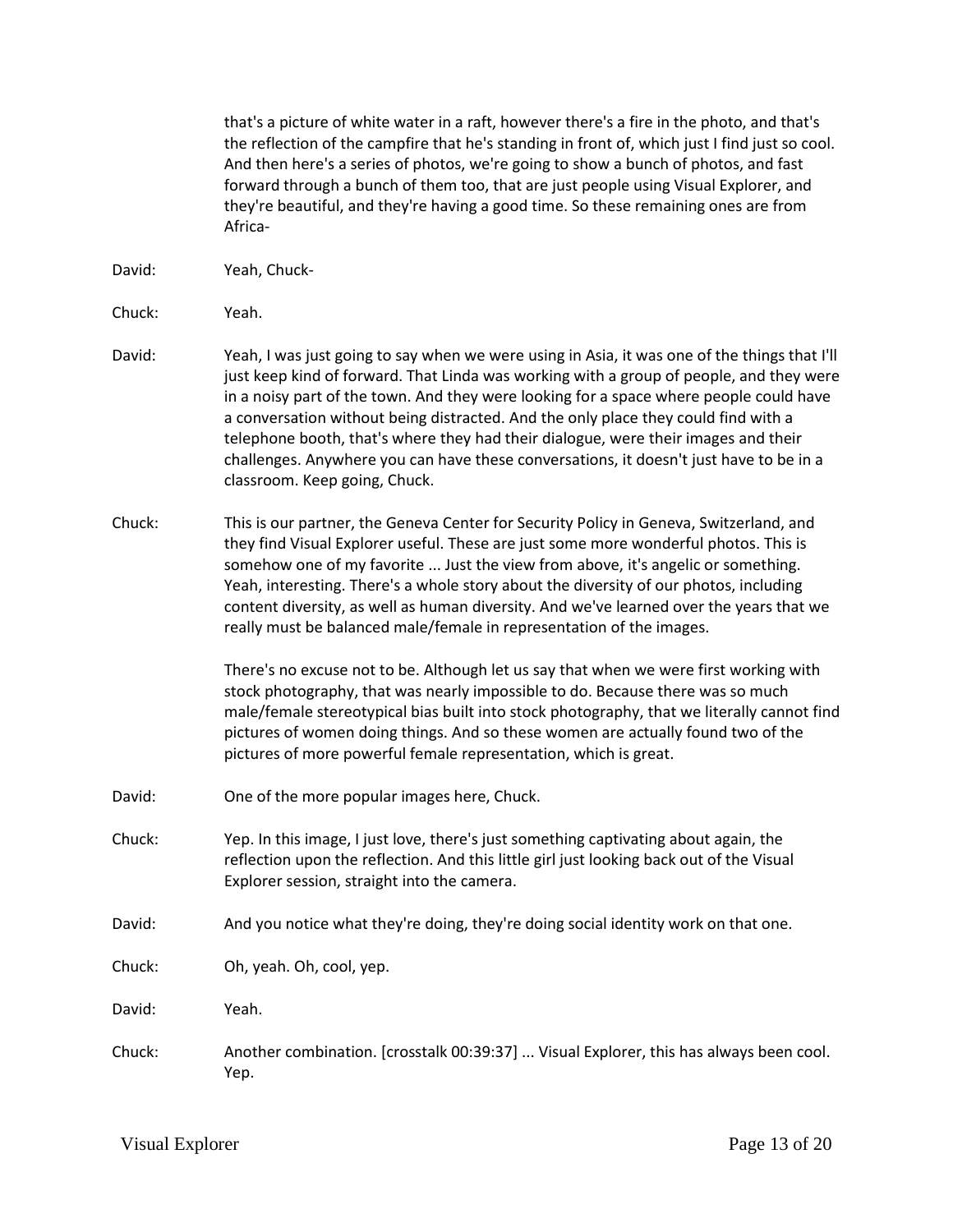that's a picture of white water in a raft, however there's a fire in the photo, and that's the reflection of the campfire that he's standing in front of, which just I find just so cool. And then here's a series of photos, we're going to show a bunch of photos, and fast forward through a bunch of them too, that are just people using Visual Explorer, and they're beautiful, and they're having a good time. So these remaining ones are from Africa-

David: Yeah, Chuck-

Chuck: Yeah.

David: Yeah, I was just going to say when we were using in Asia, it was one of the things that I'll just keep kind of forward. That Linda was working with a group of people, and they were in a noisy part of the town. And they were looking for a space where people could have a conversation without being distracted. And the only place they could find with a telephone booth, that's where they had their dialogue, were their images and their challenges. Anywhere you can have these conversations, it doesn't just have to be in a classroom. Keep going, Chuck.

Chuck: This is our partner, the Geneva Center for Security Policy in Geneva, Switzerland, and they find Visual Explorer useful. These are just some more wonderful photos. This is somehow one of my favorite ... Just the view from above, it's angelic or something. Yeah, interesting. There's a whole story about the diversity of our photos, including content diversity, as well as human diversity. And we've learned over the years that we really must be balanced male/female in representation of the images.

There's no excuse not to be. Although let us say that when we were first working with stock photography, that was nearly impossible to do. Because there was so much male/female stereotypical bias built into stock photography, that we literally cannot find pictures of women doing things. And so these women are actually found two of the pictures of more powerful female representation, which is great.

David: One of the more popular images here, Chuck.

Chuck: Yep. In this image, I just love, there's just something captivating about again, the reflection upon the reflection. And this little girl just looking back out of the Visual Explorer session, straight into the camera.

David: And you notice what they're doing, they're doing social identity work on that one.

Chuck: Oh, yeah. Oh, cool, yep.

David: Yeah.

Chuck: Another combination. [crosstalk 00:39:37] ... Visual Explorer, this has always been cool. Yep.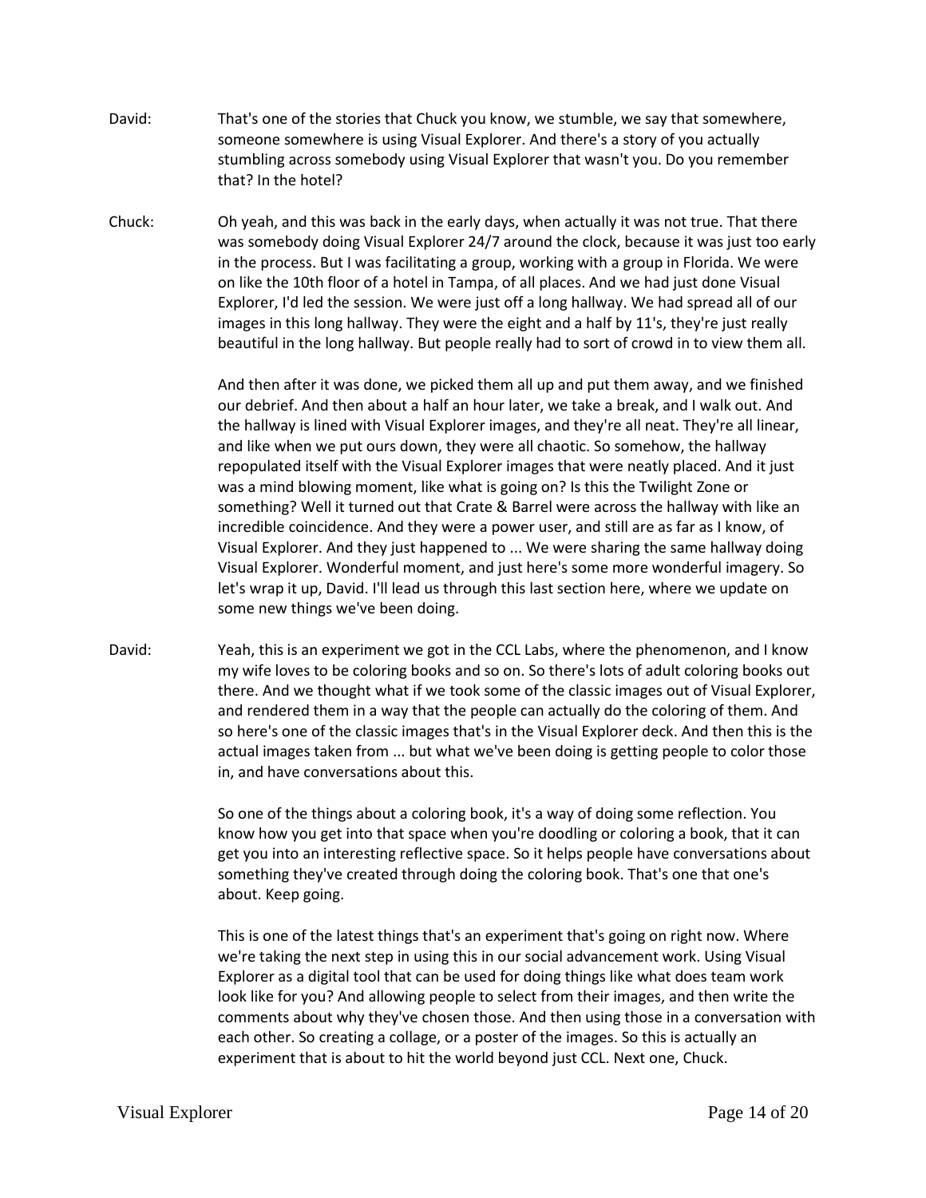David: That's one of the stories that Chuck you know, we stumble, we say that somewhere, someone somewhere is using Visual Explorer. And there's a story of you actually stumbling across somebody using Visual Explorer that wasn't you. Do you remember that? In the hotel?

Chuck: Oh yeah, and this was back in the early days, when actually it was not true. That there was somebody doing Visual Explorer 24/7 around the clock, because it was just too early in the process. But I was facilitating a group, working with a group in Florida. We were on like the 10th floor of a hotel in Tampa, of all places. And we had just done Visual Explorer, I'd led the session. We were just off a long hallway. We had spread all of our images in this long hallway. They were the eight and a half by 11's, they're just really beautiful in the long hallway. But people really had to sort of crowd in to view them all.

And then after it was done, we picked them all up and put them away, and we finished our debrief. And then about a half an hour later, we take a break, and I walk out. And the hallway is lined with Visual Explorer images, and they're all neat. They're all linear, and like when we put ours down, they were all chaotic. So somehow, the hallway repopulated itself with the Visual Explorer images that were neatly placed. And it just was a mind blowing moment, like what is going on? Is this the Twilight Zone or something? Well it turned out that Crate & Barrel were across the hallway with like an incredible coincidence. And they were a power user, and still are as far as I know, of Visual Explorer. And they just happened to ... We were sharing the same hallway doing Visual Explorer. Wonderful moment, and just here's some more wonderful imagery. So let's wrap it up, David. I'll lead us through this last section here, where we update on some new things we've been doing.

David: Yeah, this is an experiment we got in the CCL Labs, where the phenomenon, and I know my wife loves to be coloring books and so on. So there's lots of adult coloring books out there. And we thought what if we took some of the classic images out of Visual Explorer, and rendered them in a way that the people can actually do the coloring of them. And so here's one of the classic images that's in the Visual Explorer deck. And then this is the actual images taken from ... but what we've been doing is getting people to color those in, and have conversations about this.

So one of the things about a coloring book, it's a way of doing some reflection. You know how you get into that space when you're doodling or coloring a book, that it can get you into an interesting reflective space. So it helps people have conversations about something they've created through doing the coloring book. That's one that one's about. Keep going.

This is one of the latest things that's an experiment that's going on right now. Where we're taking the next step in using this in our social advancement work. Using Visual Explorer as a digital tool that can be used for doing things like what does team work look like for you? And allowing people to select from their images, and then write the comments about why they've chosen those. And then using those in a conversation with each other. So creating a collage, or a poster of the images. So this is actually an experiment that is about to hit the world beyond just CCL. Next one, Chuck.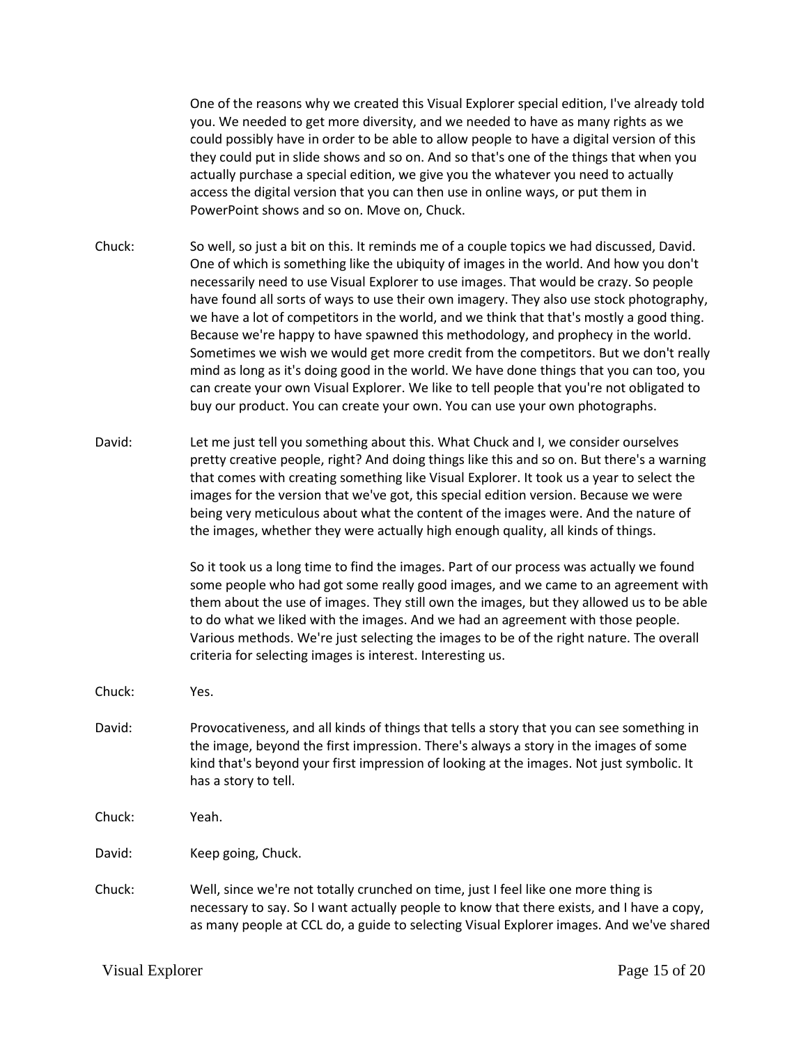One of the reasons why we created this Visual Explorer special edition, I've already told you. We needed to get more diversity, and we needed to have as many rights as we could possibly have in order to be able to allow people to have a digital version of this they could put in slide shows and so on. And so that's one of the things that when you actually purchase a special edition, we give you the whatever you need to actually access the digital version that you can then use in online ways, or put them in PowerPoint shows and so on. Move on, Chuck.

Chuck: So well, so just a bit on this. It reminds me of a couple topics we had discussed, David. One of which is something like the ubiquity of images in the world. And how you don't necessarily need to use Visual Explorer to use images. That would be crazy. So people have found all sorts of ways to use their own imagery. They also use stock photography, we have a lot of competitors in the world, and we think that that's mostly a good thing. Because we're happy to have spawned this methodology, and prophecy in the world. Sometimes we wish we would get more credit from the competitors. But we don't really mind as long as it's doing good in the world. We have done things that you can too, you can create your own Visual Explorer. We like to tell people that you're not obligated to buy our product. You can create your own. You can use your own photographs.

David: Let me just tell you something about this. What Chuck and I, we consider ourselves pretty creative people, right? And doing things like this and so on. But there's a warning that comes with creating something like Visual Explorer. It took us a year to select the images for the version that we've got, this special edition version. Because we were being very meticulous about what the content of the images were. And the nature of the images, whether they were actually high enough quality, all kinds of things.

So it took us a long time to find the images. Part of our process was actually we found some people who had got some really good images, and we came to an agreement with them about the use of images. They still own the images, but they allowed us to be able to do what we liked with the images. And we had an agreement with those people. Various methods. We're just selecting the images to be of the right nature. The overall criteria for selecting images is interest. Interesting us.

Chuck: Yes.

David: Provocativeness, and all kinds of things that tells a story that you can see something in the image, beyond the first impression. There's always a story in the images of some kind that's beyond your first impression of looking at the images. Not just symbolic. It has a story to tell.

Chuck: Yeah.

David: Keep going, Chuck.

Chuck: Well, since we're not totally crunched on time, just I feel like one more thing is necessary to say. So I want actually people to know that there exists, and I have a copy, as many people at CCL do, a guide to selecting Visual Explorer images. And we've shared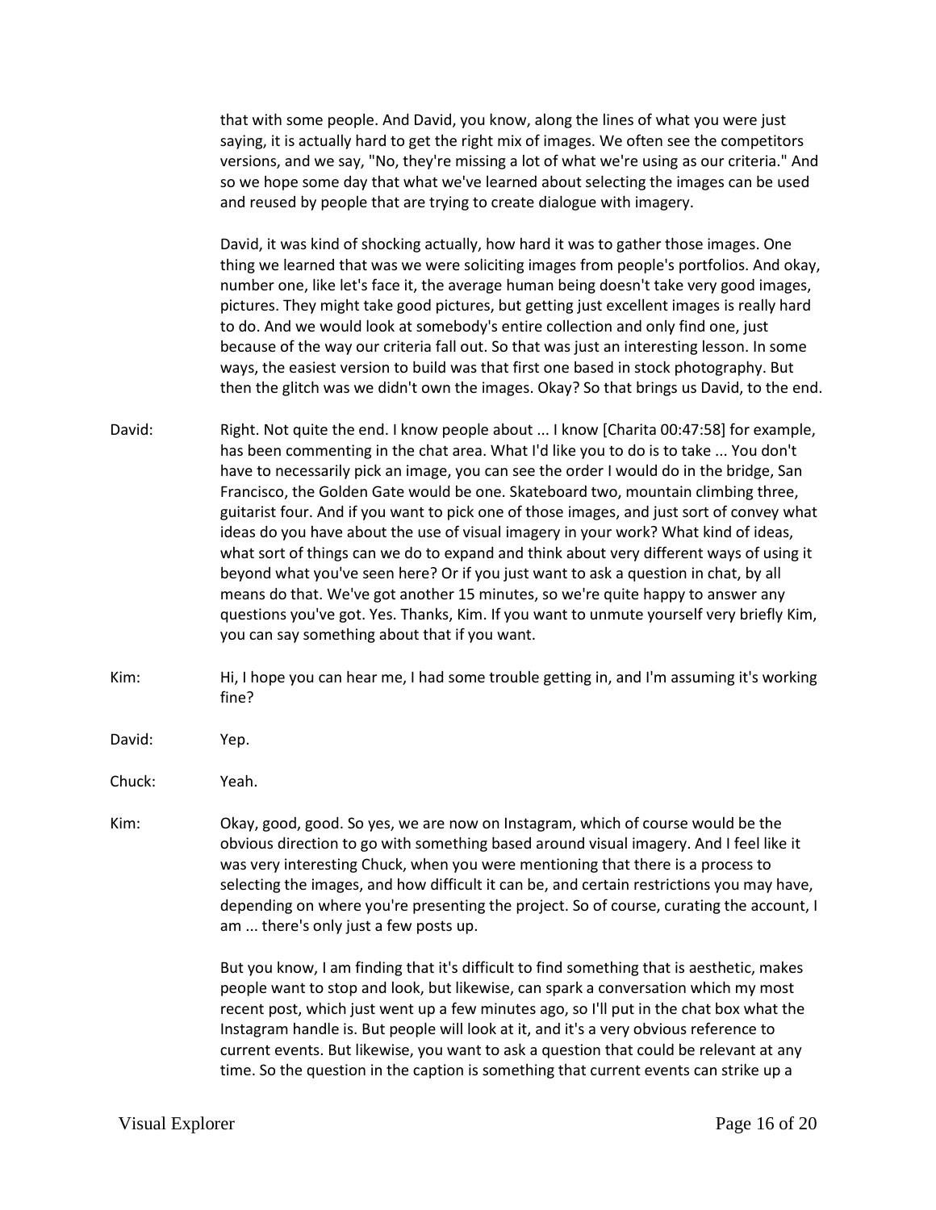that with some people. And David, you know, along the lines of what you were just saying, it is actually hard to get the right mix of images. We often see the competitors versions, and we say, "No, they're missing a lot of what we're using as our criteria." And so we hope some day that what we've learned about selecting the images can be used and reused by people that are trying to create dialogue with imagery.

David, it was kind of shocking actually, how hard it was to gather those images. One thing we learned that was we were soliciting images from people's portfolios. And okay, number one, like let's face it, the average human being doesn't take very good images, pictures. They might take good pictures, but getting just excellent images is really hard to do. And we would look at somebody's entire collection and only find one, just because of the way our criteria fall out. So that was just an interesting lesson. In some ways, the easiest version to build was that first one based in stock photography. But then the glitch was we didn't own the images. Okay? So that brings us David, to the end.

David: Right. Not quite the end. I know people about ... I know [Charita 00:47:58] for example, has been commenting in the chat area. What I'd like you to do is to take ... You don't have to necessarily pick an image, you can see the order I would do in the bridge, San Francisco, the Golden Gate would be one. Skateboard two, mountain climbing three, guitarist four. And if you want to pick one of those images, and just sort of convey what ideas do you have about the use of visual imagery in your work? What kind of ideas, what sort of things can we do to expand and think about very different ways of using it beyond what you've seen here? Or if you just want to ask a question in chat, by all means do that. We've got another 15 minutes, so we're quite happy to answer any questions you've got. Yes. Thanks, Kim. If you want to unmute yourself very briefly Kim, you can say something about that if you want.

Kim: Hi, I hope you can hear me, I had some trouble getting in, and I'm assuming it's working fine?

David: Yep.

Chuck: Yeah.

Kim: Okay, good, good. So yes, we are now on Instagram, which of course would be the obvious direction to go with something based around visual imagery. And I feel like it was very interesting Chuck, when you were mentioning that there is a process to selecting the images, and how difficult it can be, and certain restrictions you may have, depending on where you're presenting the project. So of course, curating the account, I am ... there's only just a few posts up.

But you know, I am finding that it's difficult to find something that is aesthetic, makes people want to stop and look, but likewise, can spark a conversation which my most recent post, which just went up a few minutes ago, so I'll put in the chat box what the Instagram handle is. But people will look at it, and it's a very obvious reference to current events. But likewise, you want to ask a question that could be relevant at any time. So the question in the caption is something that current events can strike up a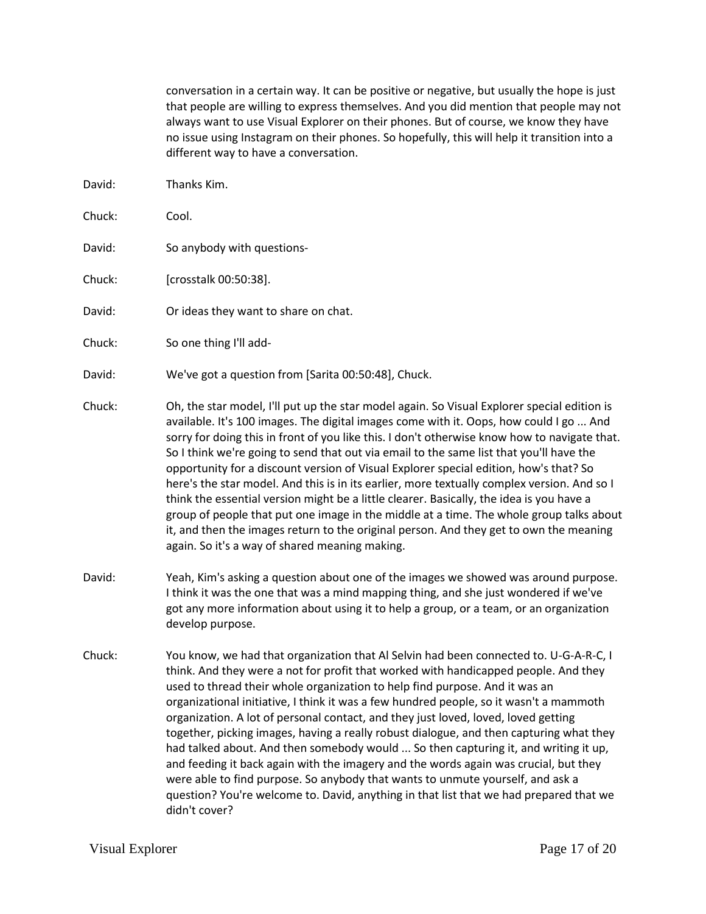conversation in a certain way. It can be positive or negative, but usually the hope is just that people are willing to express themselves. And you did mention that people may not always want to use Visual Explorer on their phones. But of course, we know they have no issue using Instagram on their phones. So hopefully, this will help it transition into a different way to have a conversation.

David: Thanks Kim.

Chuck: Cool.

David: So anybody with questions-

Chuck: [crosstalk 00:50:38].

David: Or ideas they want to share on chat.

Chuck: So one thing I'll add-

David: We've got a question from [Sarita 00:50:48], Chuck.

Chuck: Oh, the star model, I'll put up the star model again. So Visual Explorer special edition is available. It's 100 images. The digital images come with it. Oops, how could I go ... And sorry for doing this in front of you like this. I don't otherwise know how to navigate that. So I think we're going to send that out via email to the same list that you'll have the opportunity for a discount version of Visual Explorer special edition, how's that? So here's the star model. And this is in its earlier, more textually complex version. And so I think the essential version might be a little clearer. Basically, the idea is you have a group of people that put one image in the middle at a time. The whole group talks about it, and then the images return to the original person. And they get to own the meaning again. So it's a way of shared meaning making.

David: Yeah, Kim's asking a question about one of the images we showed was around purpose. I think it was the one that was a mind mapping thing, and she just wondered if we've got any more information about using it to help a group, or a team, or an organization develop purpose.

Chuck: You know, we had that organization that Al Selvin had been connected to. U-G-A-R-C, I think. And they were a not for profit that worked with handicapped people. And they used to thread their whole organization to help find purpose. And it was an organizational initiative, I think it was a few hundred people, so it wasn't a mammoth organization. A lot of personal contact, and they just loved, loved, loved getting together, picking images, having a really robust dialogue, and then capturing what they had talked about. And then somebody would ... So then capturing it, and writing it up, and feeding it back again with the imagery and the words again was crucial, but they were able to find purpose. So anybody that wants to unmute yourself, and ask a question? You're welcome to. David, anything in that list that we had prepared that we didn't cover?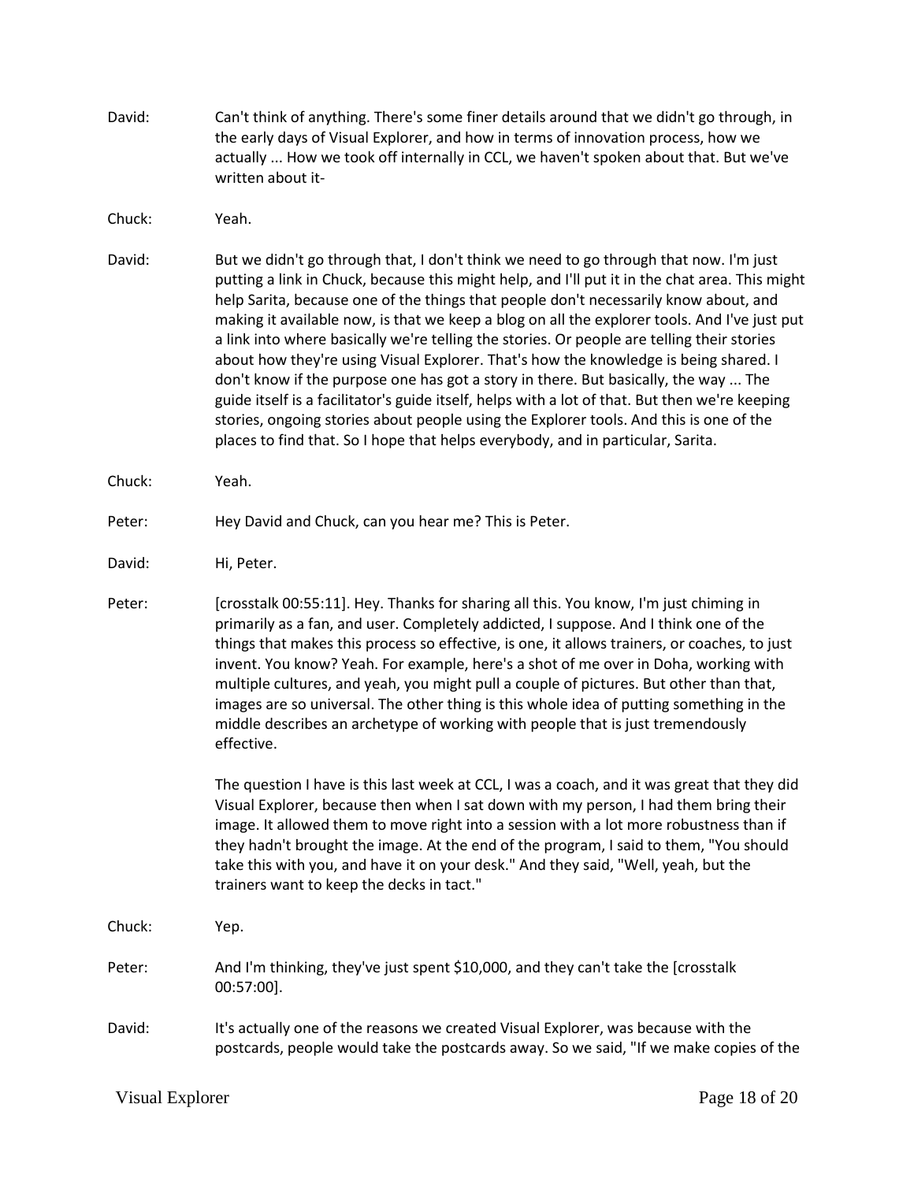David: Can't think of anything. There's some finer details around that we didn't go through, in the early days of Visual Explorer, and how in terms of innovation process, how we actually ... How we took off internally in CCL, we haven't spoken about that. But we've written about it-

Chuck: Yeah.

David: But we didn't go through that, I don't think we need to go through that now. I'm just putting a link in Chuck, because this might help, and I'll put it in the chat area. This might help Sarita, because one of the things that people don't necessarily know about, and making it available now, is that we keep a blog on all the explorer tools. And I've just put a link into where basically we're telling the stories. Or people are telling their stories about how they're using Visual Explorer. That's how the knowledge is being shared. I don't know if the purpose one has got a story in there. But basically, the way ... The guide itself is a facilitator's guide itself, helps with a lot of that. But then we're keeping stories, ongoing stories about people using the Explorer tools. And this is one of the places to find that. So I hope that helps everybody, and in particular, Sarita.

Chuck: Yeah.

Peter: Hey David and Chuck, can you hear me? This is Peter.

David: Hi, Peter.

Peter: [crosstalk 00:55:11]. Hey. Thanks for sharing all this. You know, I'm just chiming in primarily as a fan, and user. Completely addicted, I suppose. And I think one of the things that makes this process so effective, is one, it allows trainers, or coaches, to just invent. You know? Yeah. For example, here's a shot of me over in Doha, working with multiple cultures, and yeah, you might pull a couple of pictures. But other than that, images are so universal. The other thing is this whole idea of putting something in the middle describes an archetype of working with people that is just tremendously effective.

The question I have is this last week at CCL, I was a coach, and it was great that they did Visual Explorer, because then when I sat down with my person, I had them bring their image. It allowed them to move right into a session with a lot more robustness than if they hadn't brought the image. At the end of the program, I said to them, "You should take this with you, and have it on your desk." And they said, "Well, yeah, but the trainers want to keep the decks in tact."

Chuck: Yep.

Peter: And I'm thinking, they've just spent $10,000, and they can't take the [crosstalk 00:57:00].

David: It's actually one of the reasons we created Visual Explorer, was because with the postcards, people would take the postcards away. So we said, "If we make copies of the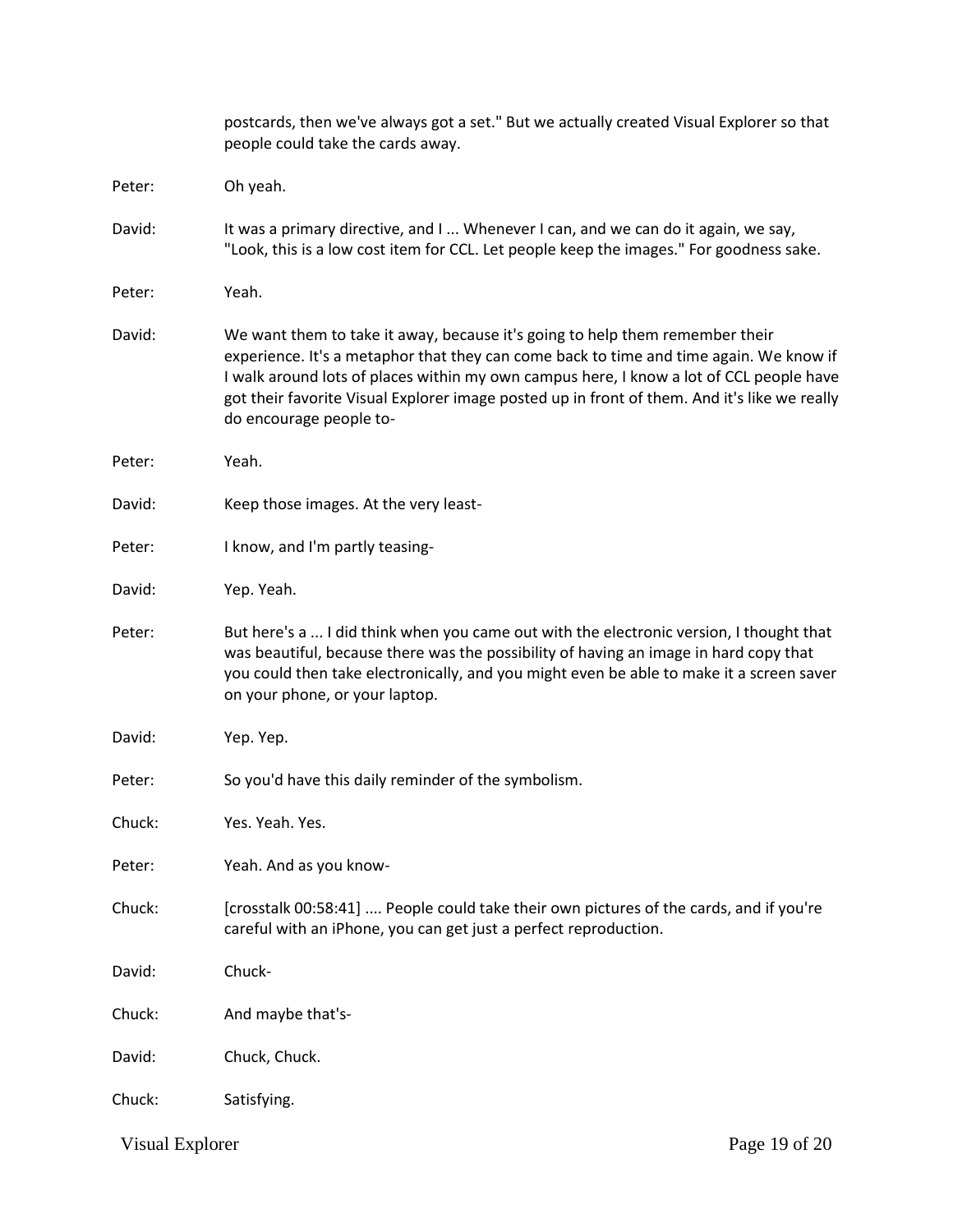postcards, then we've always got a set." But we actually created Visual Explorer so that people could take the cards away.

Peter: Oh yeah.

David: It was a primary directive, and I ... Whenever I can, and we can do it again, we say, "Look, this is a low cost item for CCL. Let people keep the images." For goodness sake.

Peter: Yeah.

David: We want them to take it away, because it's going to help them remember their experience. It's a metaphor that they can come back to time and time again. We know if I walk around lots of places within my own campus here, I know a lot of CCL people have got their favorite Visual Explorer image posted up in front of them. And it's like we really do encourage people to-

Peter: Yeah.

David: Keep those images. At the very least-

Peter: I know, and I'm partly teasing-

David: Yep. Yeah.

Peter: But here's a ... I did think when you came out with the electronic version, I thought that was beautiful, because there was the possibility of having an image in hard copy that you could then take electronically, and you might even be able to make it a screen saver on your phone, or your laptop.

David: Yep. Yep.

Peter: So you'd have this daily reminder of the symbolism.

Chuck: Yes. Yeah. Yes.

Peter: Yeah. And as you know-

Chuck: [crosstalk 00:58:41] .... People could take their own pictures of the cards, and if you're careful with an iPhone, you can get just a perfect reproduction.

David: Chuck-

Chuck: And maybe that's-

David: Chuck, Chuck.

Chuck: Satisfying.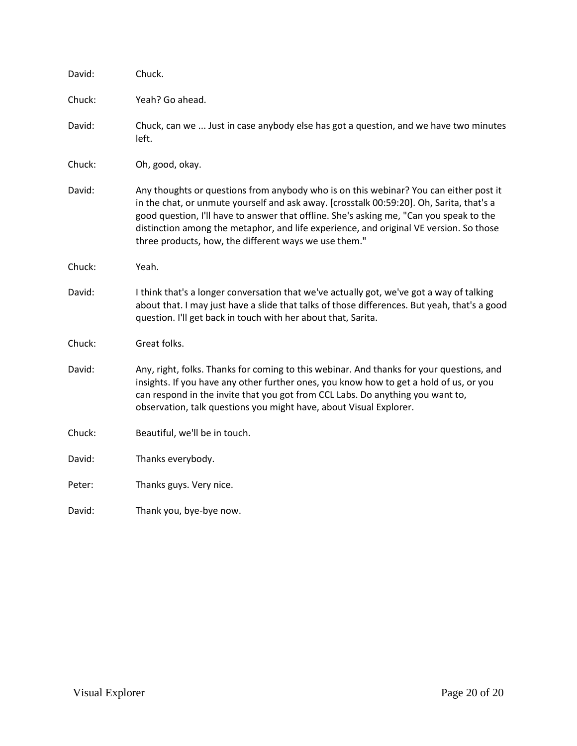David: Chuck.

Chuck: Yeah? Go ahead.

David: Chuck, can we ... Just in case anybody else has got a question, and we have two minutes left.

Chuck: Oh, good, okay.

David: Any thoughts or questions from anybody who is on this webinar? You can either post it in the chat, or unmute yourself and ask away. [crosstalk 00:59:20]. Oh, Sarita, that's a good question, I'll have to answer that offline. She's asking me, "Can you speak to the distinction among the metaphor, and life experience, and original VE version. So those three products, how, the different ways we use them."

Chuck: Yeah.

David: I think that's a longer conversation that we've actually got, we've got a way of talking about that. I may just have a slide that talks of those differences. But yeah, that's a good question. I'll get back in touch with her about that, Sarita.

Chuck: Great folks.

David: Any, right, folks. Thanks for coming to this webinar. And thanks for your questions, and insights. If you have any other further ones, you know how to get a hold of us, or you can respond in the invite that you got from CCL Labs. Do anything you want to, observation, talk questions you might have, about Visual Explorer.

Chuck: Beautiful, we'll be in touch.

David: Thanks everybody.

Peter: Thanks guys. Very nice.

David: Thank you, bye-bye now.